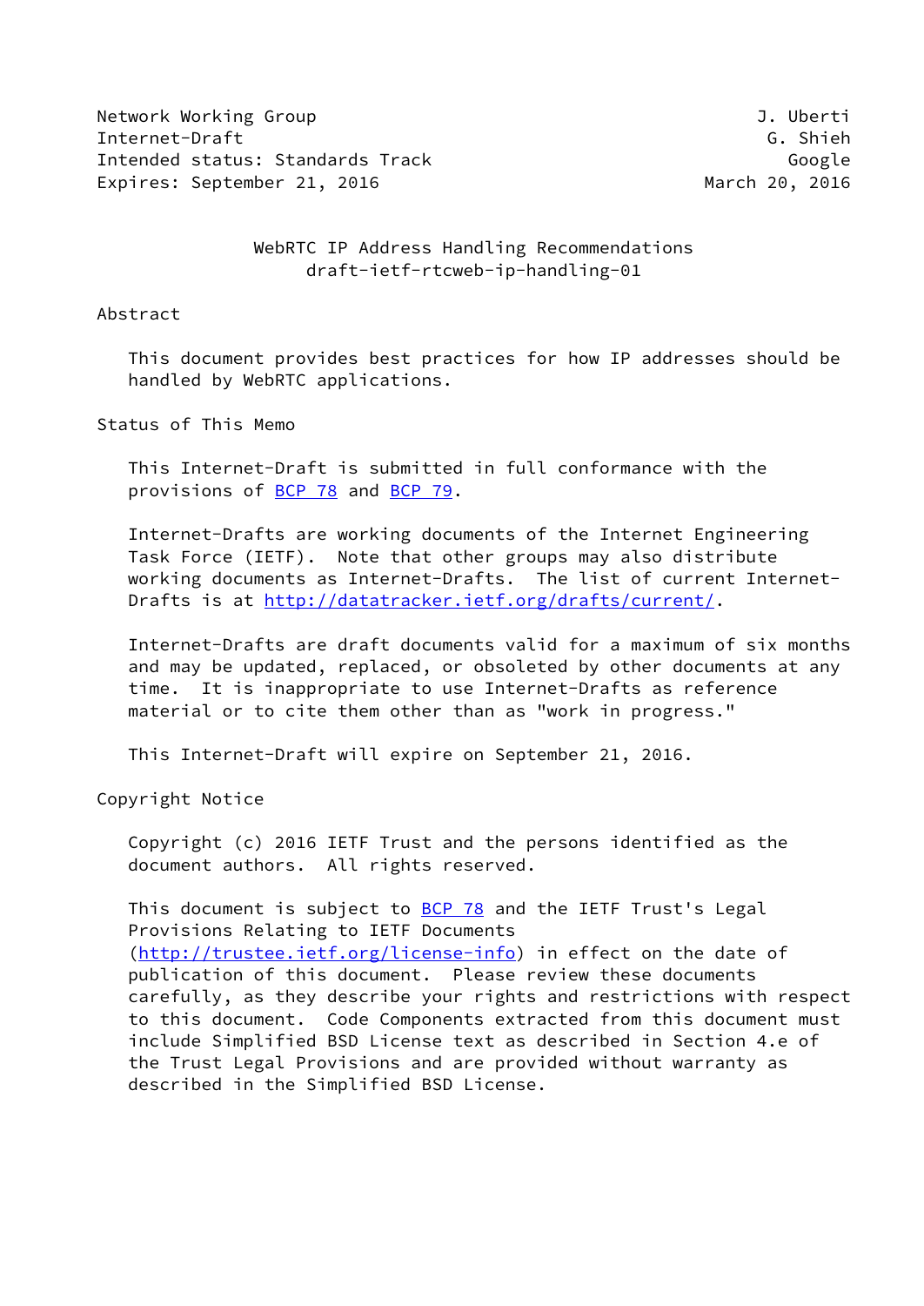Network Working Group J. Uberti
Internet-Draft G. Shieh
Intended status: Standards Track Google
Expires: September 21, 2016 March 20, 2016

# WebRTC IP Address Handling Recommendations
draft-ietf-rtcweb-ip-handling-01

## Abstract

This document provides best practices for how IP addresses should be handled by WebRTC applications.

## Status of This Memo

This Internet-Draft is submitted in full conformance with the provisions of BCP 78 and BCP 79.

Internet-Drafts are working documents of the Internet Engineering Task Force (IETF). Note that other groups may also distribute working documents as Internet-Drafts. The list of current Internet-Drafts is at http://datatracker.ietf.org/drafts/current/.

Internet-Drafts are draft documents valid for a maximum of six months and may be updated, replaced, or obsoleted by other documents at any time. It is inappropriate to use Internet-Drafts as reference material or to cite them other than as "work in progress."

This Internet-Draft will expire on September 21, 2016.

## Copyright Notice

Copyright (c) 2016 IETF Trust and the persons identified as the document authors. All rights reserved.

This document is subject to BCP 78 and the IETF Trust's Legal Provisions Relating to IETF Documents (http://trustee.ietf.org/license-info) in effect on the date of publication of this document. Please review these documents carefully, as they describe your rights and restrictions with respect to this document. Code Components extracted from this document must include Simplified BSD License text as described in Section 4.e of the Trust Legal Provisions and are provided without warranty as described in the Simplified BSD License.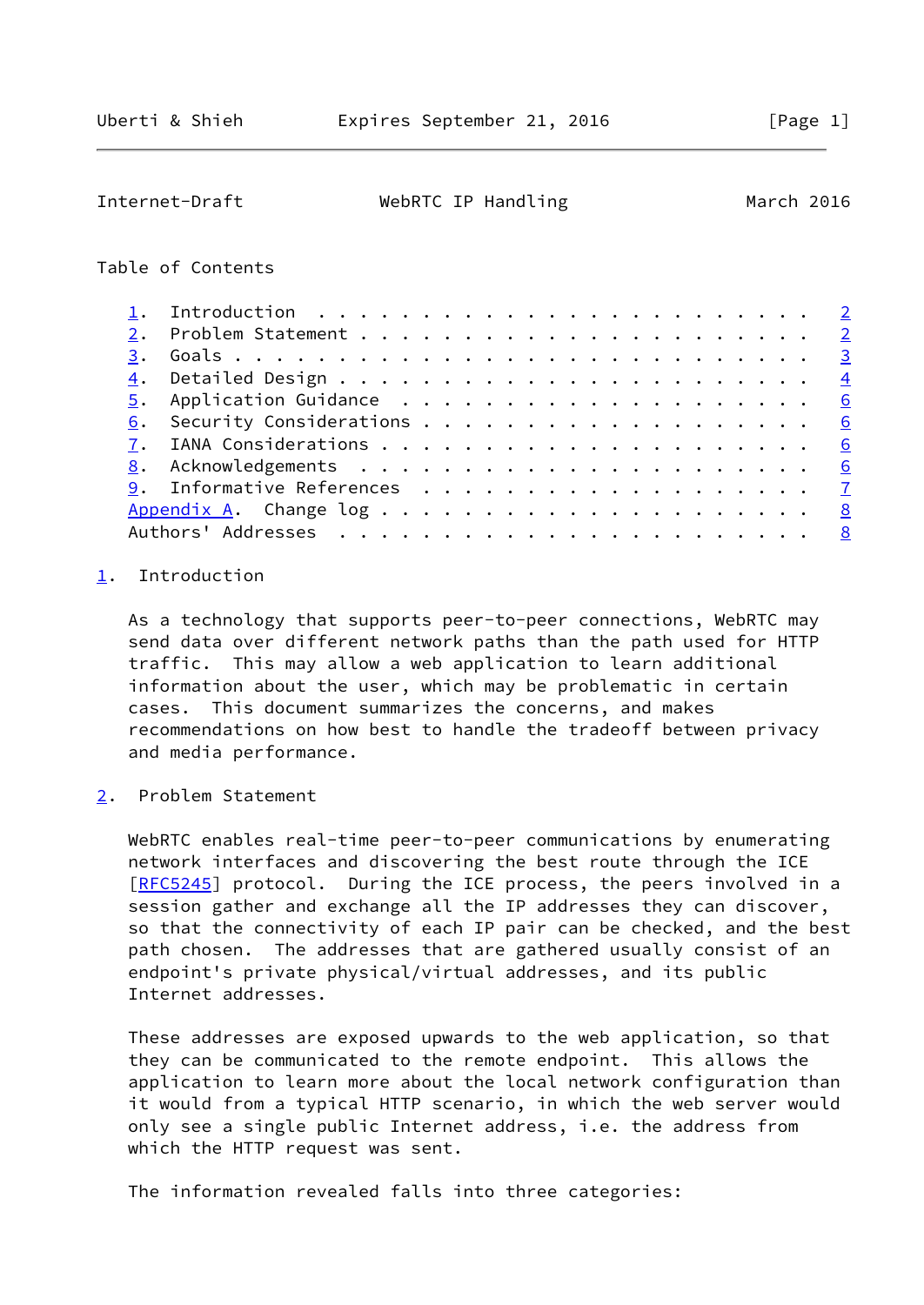## Table of Contents

1. Introduction . . . . . . . . . . . . . . . . . . . . . . . . 2
2. Problem Statement . . . . . . . . . . . . . . . . . . . . . . 2
3. Goals . . . . . . . . . . . . . . . . . . . . . . . . . . . . 3
4. Detailed Design . . . . . . . . . . . . . . . . . . . . . . . 4
5. Application Guidance . . . . . . . . . . . . . . . . . . . . 6
6. Security Considerations . . . . . . . . . . . . . . . . . . . 6
7. IANA Considerations . . . . . . . . . . . . . . . . . . . . . 6
8. Acknowledgements . . . . . . . . . . . . . . . . . . . . . . 6
9. Informative References . . . . . . . . . . . . . . . . . . . 7

Appendix A. Change log . . . . . . . . . . . . . . . . . . . . . 8

Authors' Addresses . . . . . . . . . . . . . . . . . . . . . . . 8

## 1. Introduction

As a technology that supports peer-to-peer connections, WebRTC may send data over different network paths than the path used for HTTP traffic. This may allow a web application to learn additional information about the user, which may be problematic in certain cases. This document summarizes the concerns, and makes recommendations on how best to handle the tradeoff between privacy and media performance.

## 2. Problem Statement

WebRTC enables real-time peer-to-peer communications by enumerating network interfaces and discovering the best route through the ICE [RFC5245] protocol. During the ICE process, the peers involved in a session gather and exchange all the IP addresses they can discover, so that the connectivity of each IP pair can be checked, and the best path chosen. The addresses that are gathered usually consist of an endpoint's private physical/virtual addresses, and its public Internet addresses.

These addresses are exposed upwards to the web application, so that they can be communicated to the remote endpoint. This allows the application to learn more about the local network configuration than it would from a typical HTTP scenario, in which the web server would only see a single public Internet address, i.e. the address from which the HTTP request was sent.

The information revealed falls into three categories: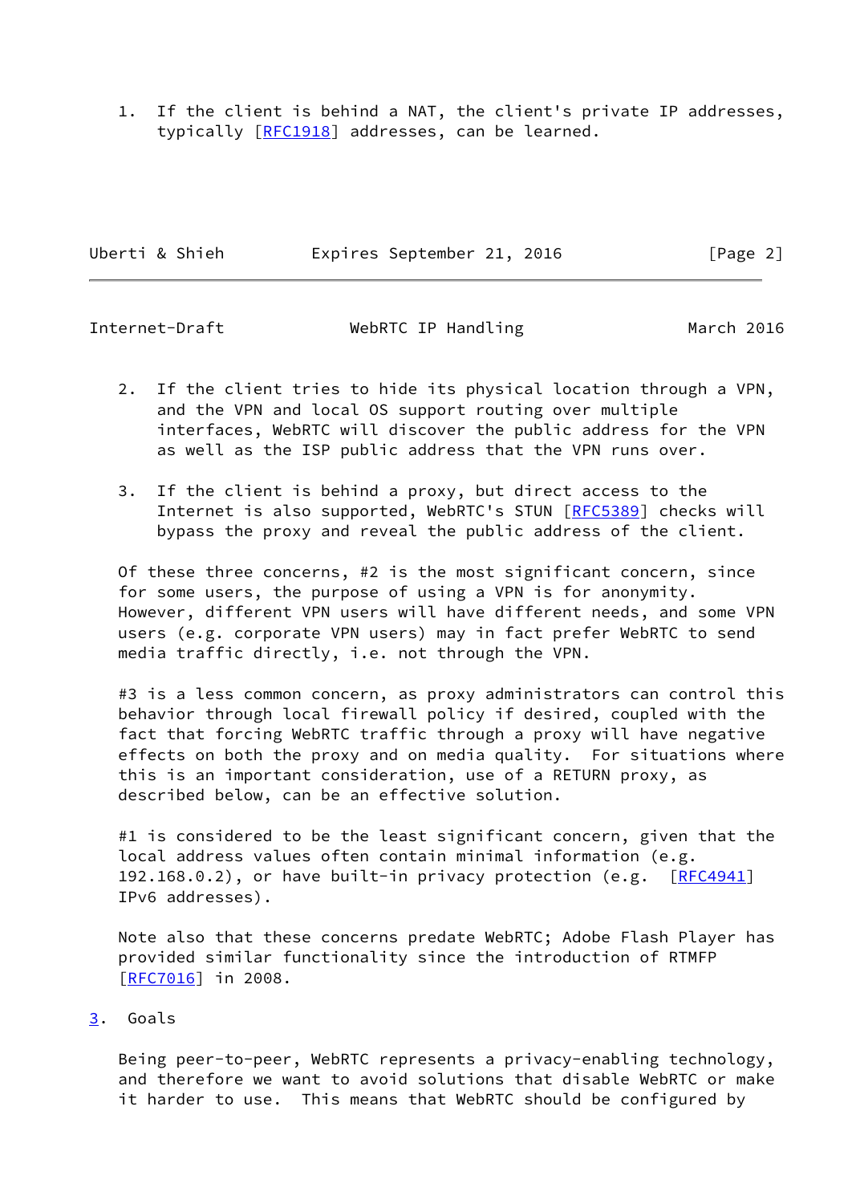1. If the client is behind a NAT, the client's private IP addresses, typically [RFC1918] addresses, can be learned.

2. If the client tries to hide its physical location through a VPN, and the VPN and local OS support routing over multiple interfaces, WebRTC will discover the public address for the VPN as well as the ISP public address that the VPN runs over.

3. If the client is behind a proxy, but direct access to the Internet is also supported, WebRTC's STUN [RFC5389] checks will bypass the proxy and reveal the public address of the client.

Of these three concerns, #2 is the most significant concern, since for some users, the purpose of using a VPN is for anonymity. However, different VPN users will have different needs, and some VPN users (e.g. corporate VPN users) may in fact prefer WebRTC to send media traffic directly, i.e. not through the VPN.

#3 is a less common concern, as proxy administrators can control this behavior through local firewall policy if desired, coupled with the fact that forcing WebRTC traffic through a proxy will have negative effects on both the proxy and on media quality. For situations where this is an important consideration, use of a RETURN proxy, as described below, can be an effective solution.

#1 is considered to be the least significant concern, given that the local address values often contain minimal information (e.g. 192.168.0.2), or have built-in privacy protection (e.g. [RFC4941] IPv6 addresses).

Note also that these concerns predate WebRTC; Adobe Flash Player has provided similar functionality since the introduction of RTMFP [RFC7016] in 2008.

## 3. Goals

Being peer-to-peer, WebRTC represents a privacy-enabling technology, and therefore we want to avoid solutions that disable WebRTC or make it harder to use. This means that WebRTC should be configured by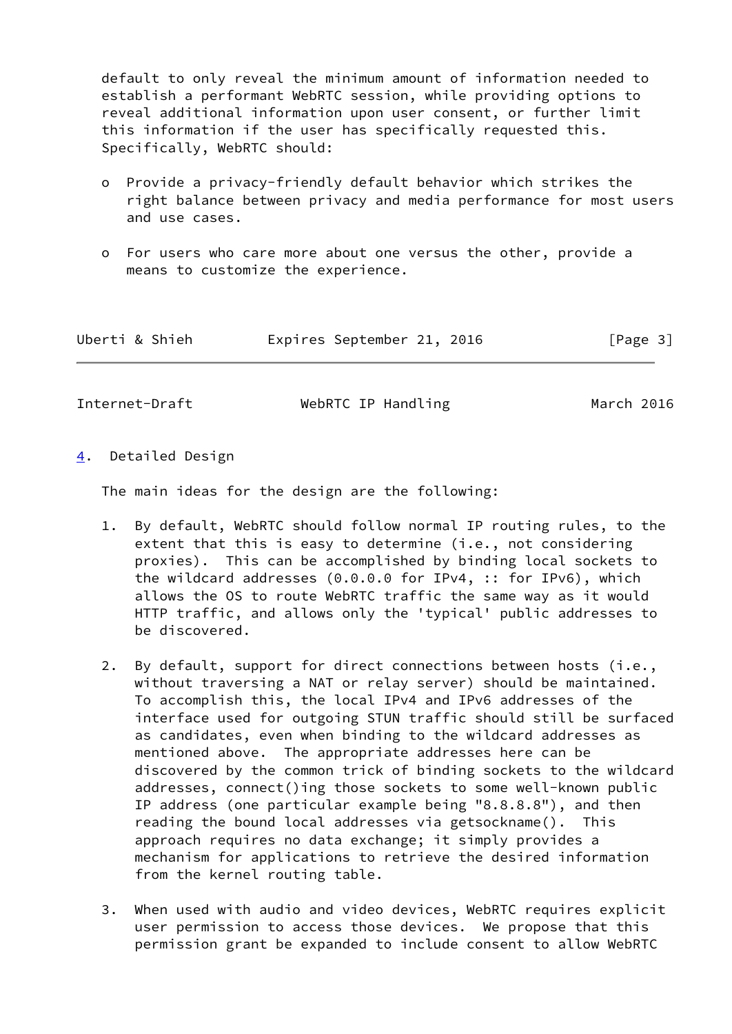default to only reveal the minimum amount of information needed to establish a performant WebRTC session, while providing options to reveal additional information upon user consent, or further limit this information if the user has specifically requested this. Specifically, WebRTC should:

- Provide a privacy-friendly default behavior which strikes the right balance between privacy and media performance for most users and use cases.

- For users who care more about one versus the other, provide a means to customize the experience.

## 4. Detailed Design

The main ideas for the design are the following:

1. By default, WebRTC should follow normal IP routing rules, to the extent that this is easy to determine (i.e., not considering proxies). This can be accomplished by binding local sockets to the wildcard addresses (0.0.0.0 for IPv4, :: for IPv6), which allows the OS to route WebRTC traffic the same way as it would HTTP traffic, and allows only the 'typical' public addresses to be discovered.

2. By default, support for direct connections between hosts (i.e., without traversing a NAT or relay server) should be maintained. To accomplish this, the local IPv4 and IPv6 addresses of the interface used for outgoing STUN traffic should still be surfaced as candidates, even when binding to the wildcard addresses as mentioned above. The appropriate addresses here can be discovered by the common trick of binding sockets to the wildcard addresses, connect()ing those sockets to some well-known public IP address (one particular example being "8.8.8.8"), and then reading the bound local addresses via getsockname(). This approach requires no data exchange; it simply provides a mechanism for applications to retrieve the desired information from the kernel routing table.

3. When used with audio and video devices, WebRTC requires explicit user permission to access those devices. We propose that this permission grant be expanded to include consent to allow WebRTC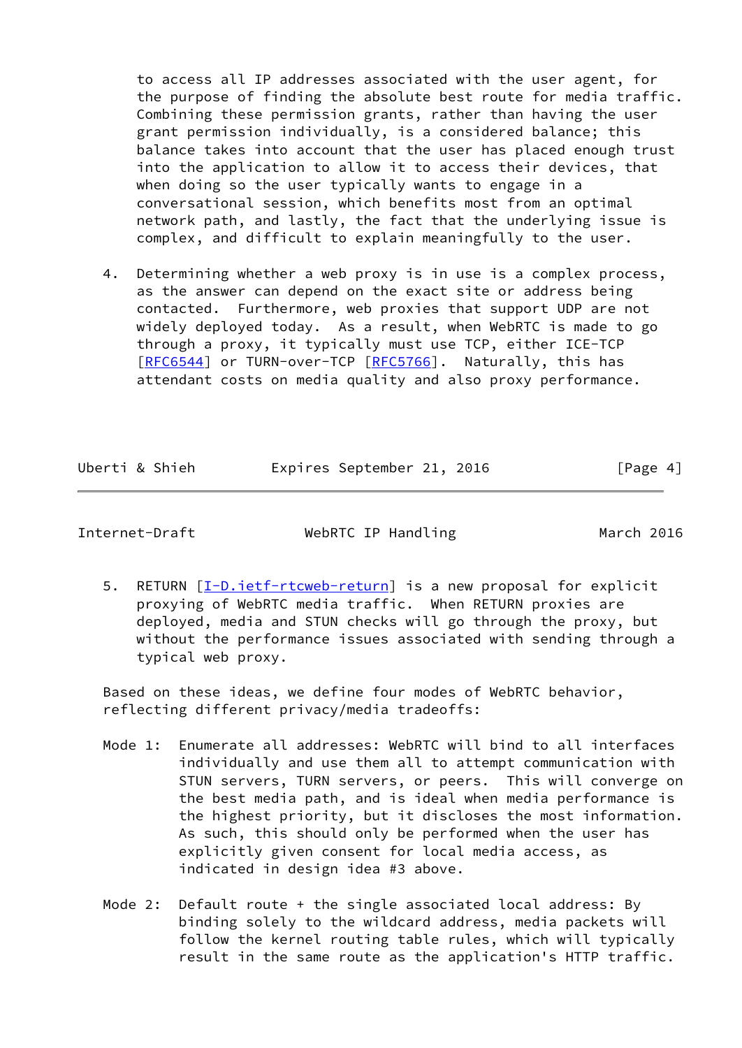to access all IP addresses associated with the user agent, for the purpose of finding the absolute best route for media traffic. Combining these permission grants, rather than having the user grant permission individually, is a considered balance; this balance takes into account that the user has placed enough trust into the application to allow it to access their devices, that when doing so the user typically wants to engage in a conversational session, which benefits most from an optimal network path, and lastly, the fact that the underlying issue is complex, and difficult to explain meaningfully to the user.

4. Determining whether a web proxy is in use is a complex process, as the answer can depend on the exact site or address being contacted. Furthermore, web proxies that support UDP are not widely deployed today. As a result, when WebRTC is made to go through a proxy, it typically must use TCP, either ICE-TCP [RFC6544] or TURN-over-TCP [RFC5766]. Naturally, this has attendant costs on media quality and also proxy performance.

5. RETURN [I-D.ietf-rtcweb-return] is a new proposal for explicit proxying of WebRTC media traffic. When RETURN proxies are deployed, media and STUN checks will go through the proxy, but without the performance issues associated with sending through a typical web proxy.

Based on these ideas, we define four modes of WebRTC behavior, reflecting different privacy/media tradeoffs:

Mode 1: Enumerate all addresses: WebRTC will bind to all interfaces individually and use them all to attempt communication with STUN servers, TURN servers, or peers. This will converge on the best media path, and is ideal when media performance is the highest priority, but it discloses the most information. As such, this should only be performed when the user has explicitly given consent for local media access, as indicated in design idea #3 above.

Mode 2: Default route + the single associated local address: By binding solely to the wildcard address, media packets will follow the kernel routing table rules, which will typically result in the same route as the application's HTTP traffic.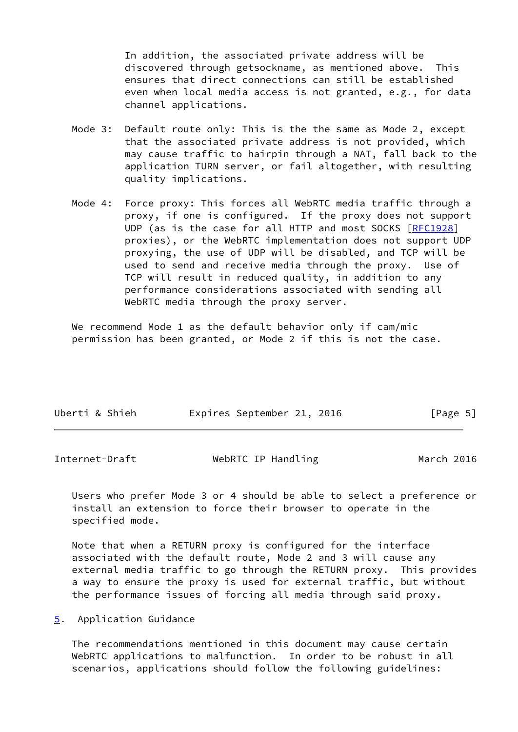In addition, the associated private address will be discovered through getsockname, as mentioned above. This ensures that direct connections can still be established even when local media access is not granted, e.g., for data channel applications.

Mode 3: Default route only: This is the the same as Mode 2, except that the associated private address is not provided, which may cause traffic to hairpin through a NAT, fall back to the application TURN server, or fail altogether, with resulting quality implications.

Mode 4: Force proxy: This forces all WebRTC media traffic through a proxy, if one is configured. If the proxy does not support UDP (as is the case for all HTTP and most SOCKS [RFC1928] proxies), or the WebRTC implementation does not support UDP proxying, the use of UDP will be disabled, and TCP will be used to send and receive media through the proxy. Use of TCP will result in reduced quality, in addition to any performance considerations associated with sending all WebRTC media through the proxy server.

We recommend Mode 1 as the default behavior only if cam/mic permission has been granted, or Mode 2 if this is not the case.

Users who prefer Mode 3 or 4 should be able to select a preference or install an extension to force their browser to operate in the specified mode.

Note that when a RETURN proxy is configured for the interface associated with the default route, Mode 2 and 3 will cause any external media traffic to go through the RETURN proxy. This provides a way to ensure the proxy is used for external traffic, but without the performance issues of forcing all media through said proxy.

## 5. Application Guidance

The recommendations mentioned in this document may cause certain WebRTC applications to malfunction. In order to be robust in all scenarios, applications should follow the following guidelines: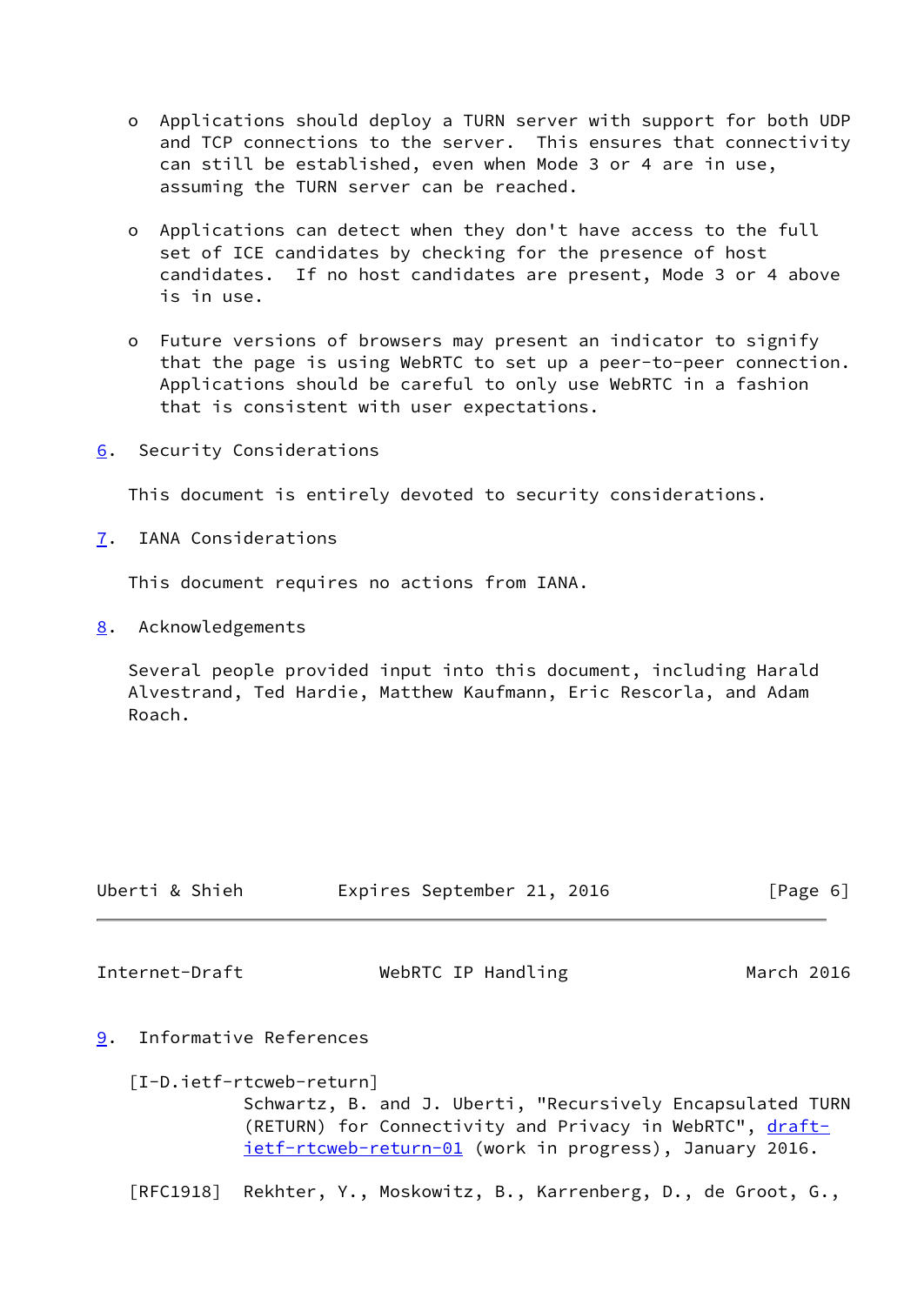- Applications should deploy a TURN server with support for both UDP and TCP connections to the server. This ensures that connectivity can still be established, even when Mode 3 or 4 are in use, assuming the TURN server can be reached.

- Applications can detect when they don't have access to the full set of ICE candidates by checking for the presence of host candidates. If no host candidates are present, Mode 3 or 4 above is in use.

- Future versions of browsers may present an indicator to signify that the page is using WebRTC to set up a peer-to-peer connection. Applications should be careful to only use WebRTC in a fashion that is consistent with user expectations.

## 6. Security Considerations

This document is entirely devoted to security considerations.

## 7. IANA Considerations

This document requires no actions from IANA.

## 8. Acknowledgements

Several people provided input into this document, including Harald Alvestrand, Ted Hardie, Matthew Kaufmann, Eric Rescorla, and Adam Roach.

## 9. Informative References

[I-D.ietf-rtcweb-return]
Schwartz, B. and J. Uberti, "Recursively Encapsulated TURN (RETURN) for Connectivity and Privacy in WebRTC", draft-ietf-rtcweb-return-01 (work in progress), January 2016.

[RFC1918] Rekhter, Y., Moskowitz, B., Karrenberg, D., de Groot, G.,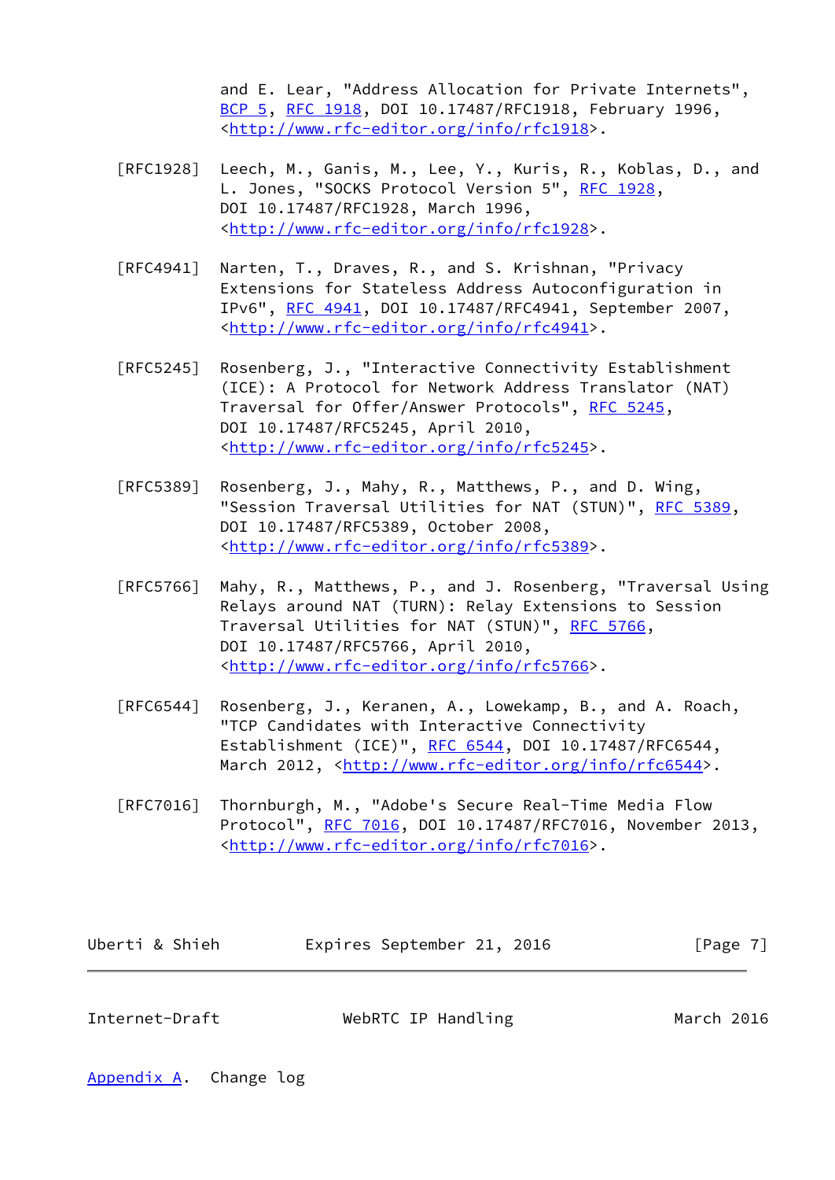and E. Lear, "Address Allocation for Private Internets", BCP 5, RFC 1918, DOI 10.17487/RFC1918, February 1996, <http://www.rfc-editor.org/info/rfc1918>.

[RFC1928] Leech, M., Ganis, M., Lee, Y., Kuris, R., Koblas, D., and L. Jones, "SOCKS Protocol Version 5", RFC 1928, DOI 10.17487/RFC1928, March 1996, <http://www.rfc-editor.org/info/rfc1928>.

[RFC4941] Narten, T., Draves, R., and S. Krishnan, "Privacy Extensions for Stateless Address Autoconfiguration in IPv6", RFC 4941, DOI 10.17487/RFC4941, September 2007, <http://www.rfc-editor.org/info/rfc4941>.

[RFC5245] Rosenberg, J., "Interactive Connectivity Establishment (ICE): A Protocol for Network Address Translator (NAT) Traversal for Offer/Answer Protocols", RFC 5245, DOI 10.17487/RFC5245, April 2010, <http://www.rfc-editor.org/info/rfc5245>.

[RFC5389] Rosenberg, J., Mahy, R., Matthews, P., and D. Wing, "Session Traversal Utilities for NAT (STUN)", RFC 5389, DOI 10.17487/RFC5389, October 2008, <http://www.rfc-editor.org/info/rfc5389>.

[RFC5766] Mahy, R., Matthews, P., and J. Rosenberg, "Traversal Using Relays around NAT (TURN): Relay Extensions to Session Traversal Utilities for NAT (STUN)", RFC 5766, DOI 10.17487/RFC5766, April 2010, <http://www.rfc-editor.org/info/rfc5766>.

[RFC6544] Rosenberg, J., Keranen, A., Lowekamp, B., and A. Roach, "TCP Candidates with Interactive Connectivity Establishment (ICE)", RFC 6544, DOI 10.17487/RFC6544, March 2012, <http://www.rfc-editor.org/info/rfc6544>.

[RFC7016] Thornburgh, M., "Adobe's Secure Real-Time Media Flow Protocol", RFC 7016, DOI 10.17487/RFC7016, November 2013, <http://www.rfc-editor.org/info/rfc7016>.

## Appendix A. Change log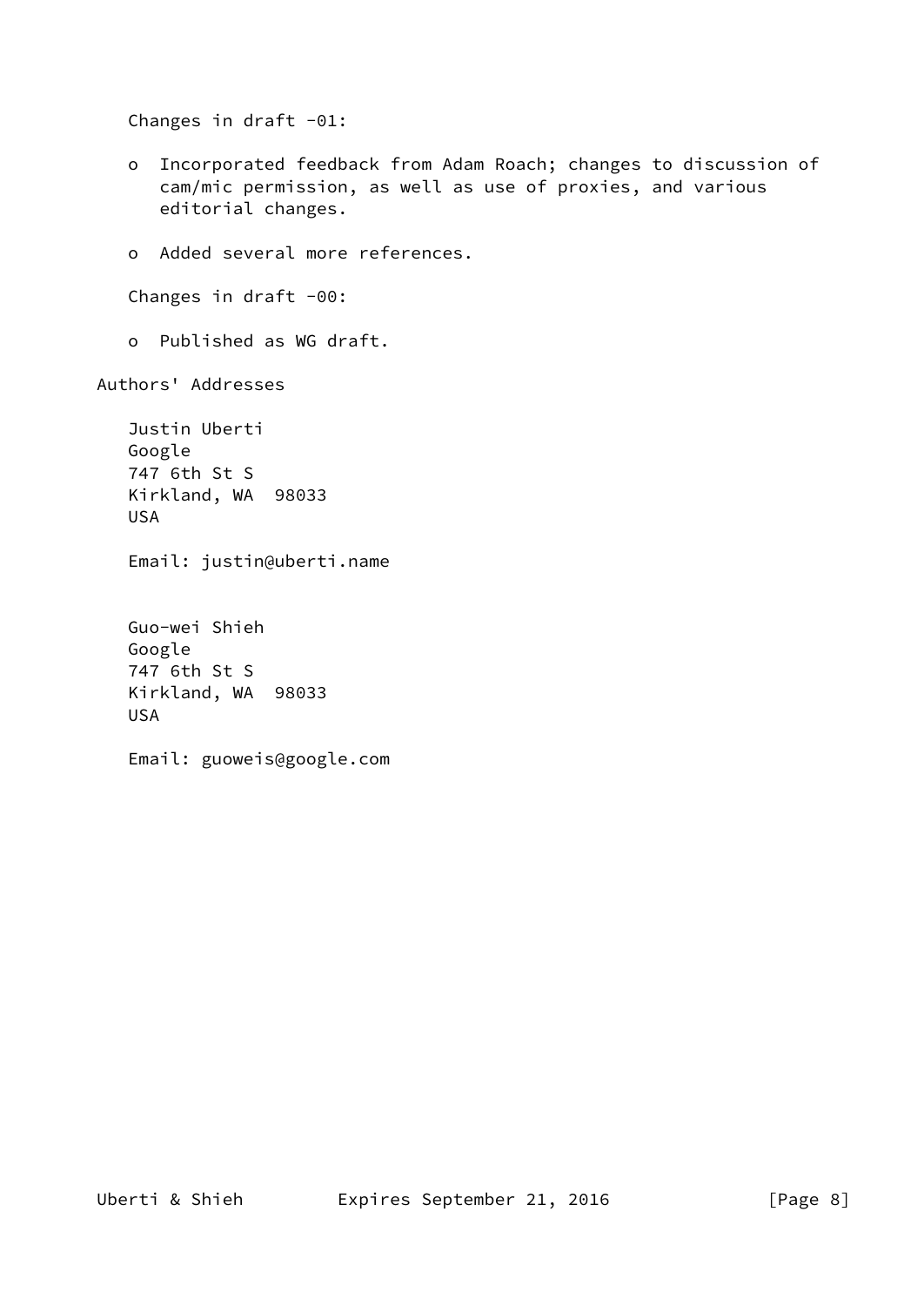Changes in draft -01:

- Incorporated feedback from Adam Roach; changes to discussion of cam/mic permission, as well as use of proxies, and various editorial changes.

- Added several more references.

Changes in draft -00:

- Published as WG draft.

## Authors' Addresses

Justin Uberti
Google
747 6th St S
Kirkland, WA 98033
USA

Email: justin@uberti.name

Guo-wei Shieh
Google
747 6th St S
Kirkland, WA 98033
USA

Email: guoweis@google.com